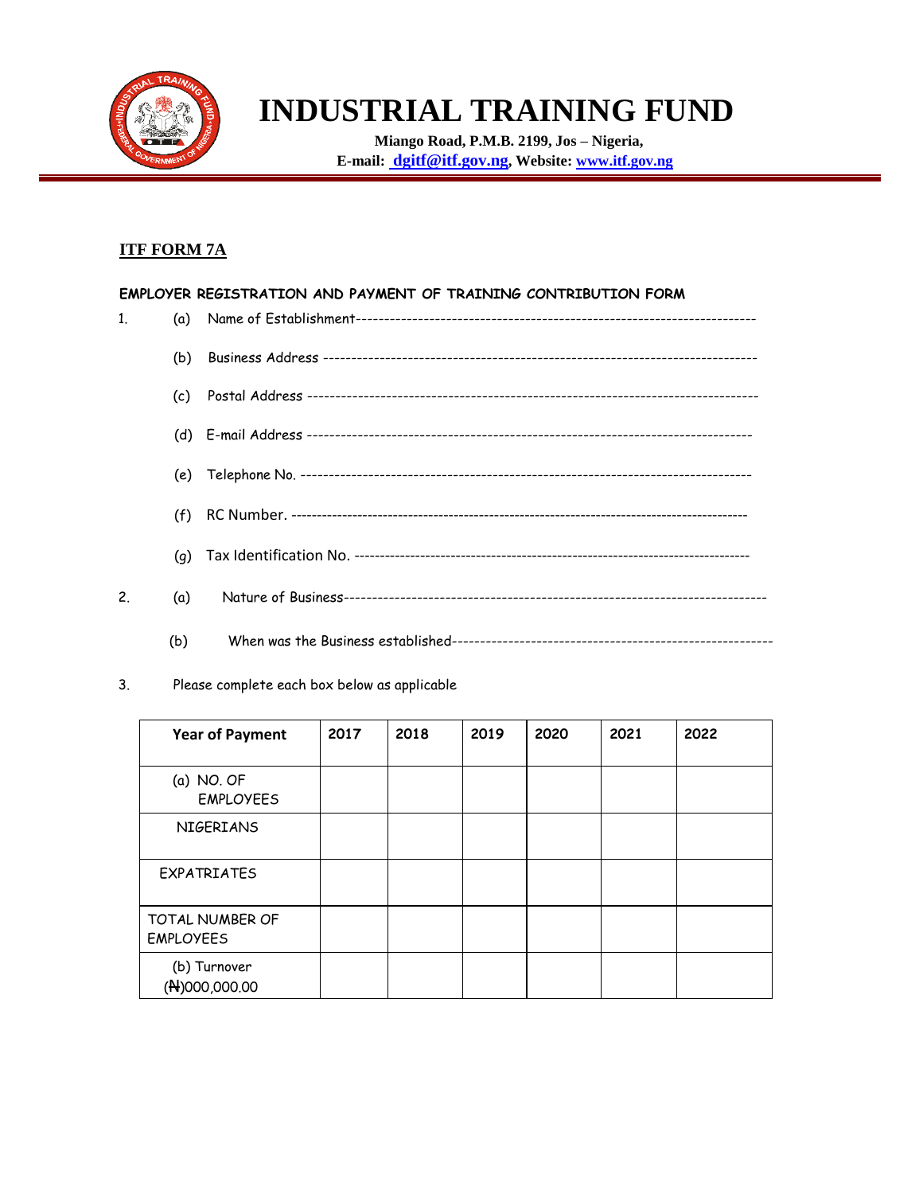# INDUSTRIAL TRAINING FUND

**Miango Road, P.M.B. 2199, Jos – Nigeria,**
**E-mail: dgitf@itf.gov.ng, Website: www.itf.gov.ng**

## ITF FORM 7A

**EMPLOYER REGISTRATION AND PAYMENT OF TRAINING CONTRIBUTION FORM**

1. (a) Name of Establishment-----------------------------------------------------------------------

   (b) Business Address --------------------------------------------------------------------------

   (c) Postal Address -----------------------------------------------------------------------------

   (d) E-mail Address ----------------------------------------------------------------------------

   (e) Telephone No. -----------------------------------------------------------------------------

   (f) RC Number. ---------------------------------------------------------------------------------

   (g) Tax Identification No. ---------------------------------------------------------------------

2. (a) Nature of Business---------------------------------------------------------------------------

   (b) When was the Business established-------------------------------------------------------

3. Please complete each box below as applicable

| Year of Payment | 2017 | 2018 | 2019 | 2020 | 2021 | 2022 |
|---|---|---|---|---|---|---|
| (a) NO. OF EMPLOYEES | | | | | | |
| NIGERIANS | | | | | | |
| EXPATRIATES | | | | | | |
| TOTAL NUMBER OF EMPLOYEES | | | | | | |
| (b) Turnover (₦)000,000.00 | | | | | | |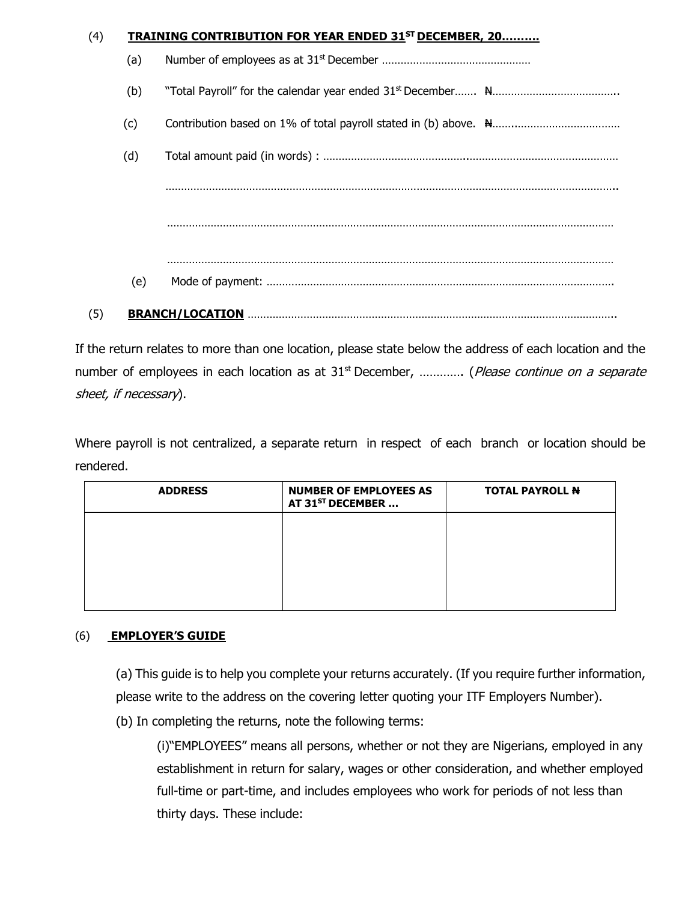(4) **TRAINING CONTRIBUTION FOR YEAR ENDED 31ST DECEMBER, 20……….**

(a) Number of employees as at 31st December …………………………………………

(b) "Total Payroll" for the calendar year ended 31st December……. ₦…………………………………..

(c) Contribution based on 1% of total payroll stated in (b) above. ₦……..……………………………

(d) Total amount paid (in words) : ……………………………………..…………………………………………

…………………………………………………………………………………………………………………………….

…………………………………………………………………………………………………………………………

…………………………………………………………………………………………………………………………

(e) Mode of payment: …………………………………………………………………………………………….

(5) **BRANCH/LOCATION** …………………………………………………………………………………………..

If the return relates to more than one location, please state below the address of each location and the number of employees in each location as at 31st December, …………. (*Please continue on a separate sheet, if necessary*).

Where payroll is not centralized, a separate return in respect of each branch or location should be rendered.

| ADDRESS | NUMBER OF EMPLOYEES AS AT 31ST DECEMBER … | TOTAL PAYROLL ₦ |
|---|---|---|
| | | |

(6) **EMPLOYER'S GUIDE**

(a) This guide is to help you complete your returns accurately. (If you require further information, please write to the address on the covering letter quoting your ITF Employers Number).

(b) In completing the returns, note the following terms:

(i)"EMPLOYEES" means all persons, whether or not they are Nigerians, employed in any establishment in return for salary, wages or other consideration, and whether employed full-time or part-time, and includes employees who work for periods of not less than thirty days. These include: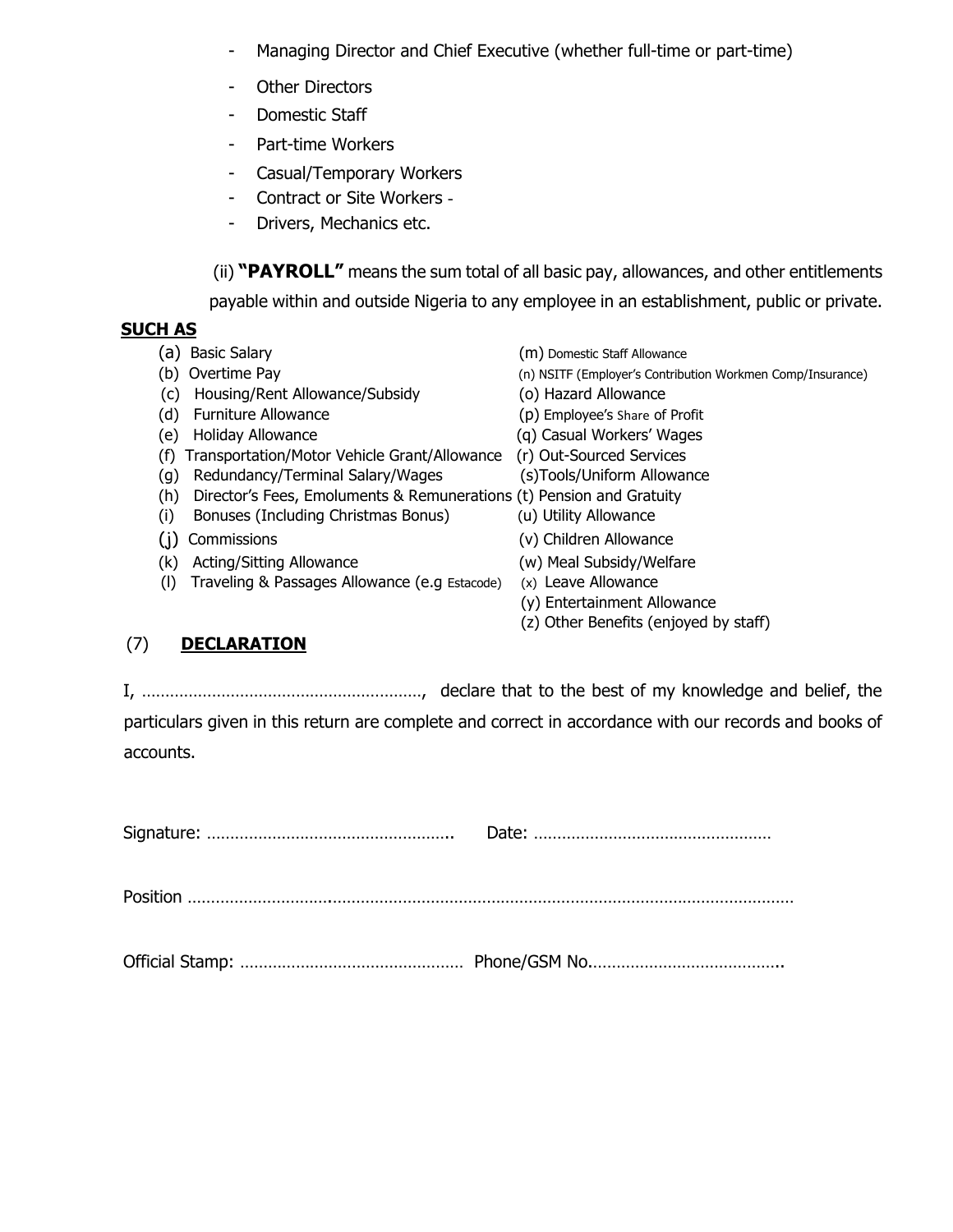- Managing Director and Chief Executive (whether full-time or part-time)
- Other Directors
- Domestic Staff
- Part-time Workers
- Casual/Temporary Workers
- Contract or Site Workers -
- Drivers, Mechanics etc.

(ii) **"PAYROLL"** means the sum total of all basic pay, allowances, and other entitlements payable within and outside Nigeria to any employee in an establishment, public or private.

**SUCH AS**

(a) Basic Salary
(b) Overtime Pay
(c) Housing/Rent Allowance/Subsidy
(d) Furniture Allowance
(e) Holiday Allowance
(f) Transportation/Motor Vehicle Grant/Allowance
(g) Redundancy/Terminal Salary/Wages
(h) Director's Fees, Emoluments & Remunerations
(i) Bonuses (Including Christmas Bonus)
(j) Commissions
(k) Acting/Sitting Allowance
(l) Traveling & Passages Allowance (e.g Estacode)
(m) Domestic Staff Allowance
(n) NSITF (Employer's Contribution Workmen Comp/Insurance)
(o) Hazard Allowance
(p) Employee's Share of Profit
(q) Casual Workers' Wages
(r) Out-Sourced Services
(s)Tools/Uniform Allowance
(t) Pension and Gratuity
(u) Utility Allowance
(v) Children Allowance
(w) Meal Subsidy/Welfare
(x) Leave Allowance
(y) Entertainment Allowance
(z) Other Benefits (enjoyed by staff)

(7) **DECLARATION**

I, ……………………………………………………, declare that to the best of my knowledge and belief, the particulars given in this return are complete and correct in accordance with our records and books of accounts.

Signature: …………………………………………….. Date: ……………………………………………

Position ……………………………………………………………………………………………………………………

Official Stamp: ………………………………………… Phone/GSM No.…………………………………..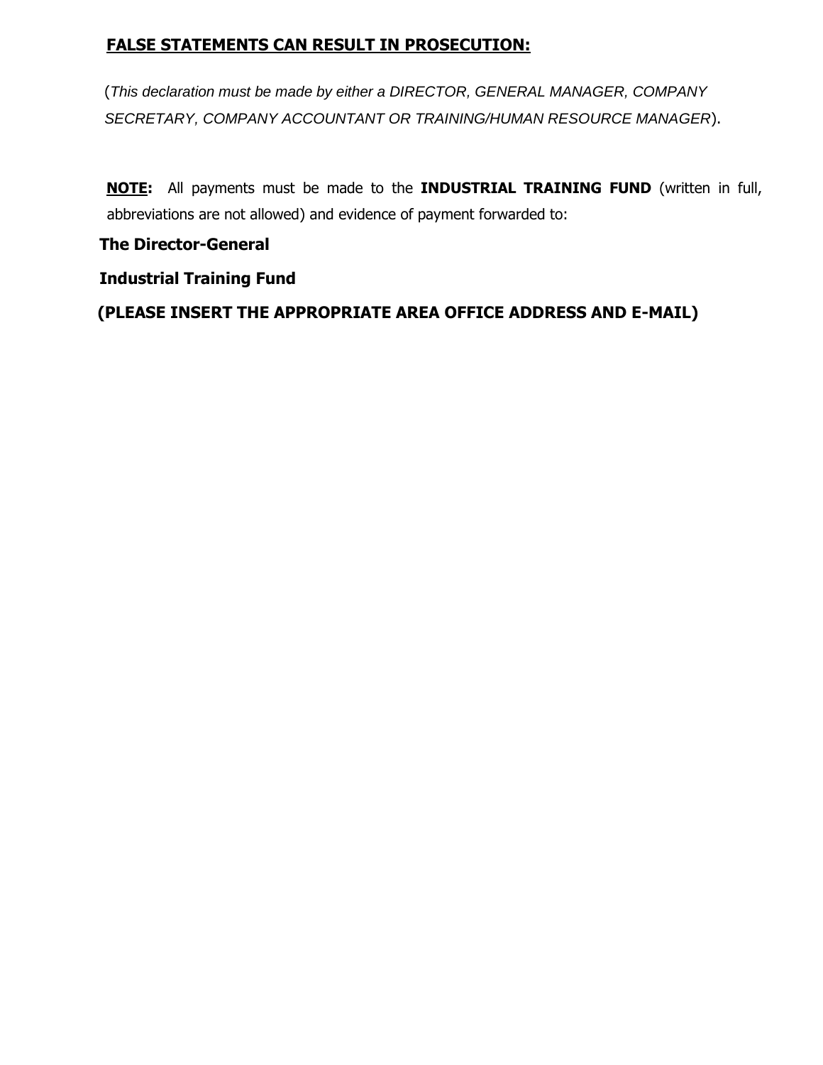**<u>FALSE STATEMENTS CAN RESULT IN PROSECUTION:</u>**

(*This declaration must be made by either a DIRECTOR, GENERAL MANAGER, COMPANY SECRETARY, COMPANY ACCOUNTANT OR TRAINING/HUMAN RESOURCE MANAGER*).

**<u>NOTE</u>:** All payments must be made to the **INDUSTRIAL TRAINING FUND** (written in full, abbreviations are not allowed) and evidence of payment forwarded to:

**The Director-General**

**Industrial Training Fund**

**(PLEASE INSERT THE APPROPRIATE AREA OFFICE ADDRESS AND E-MAIL)**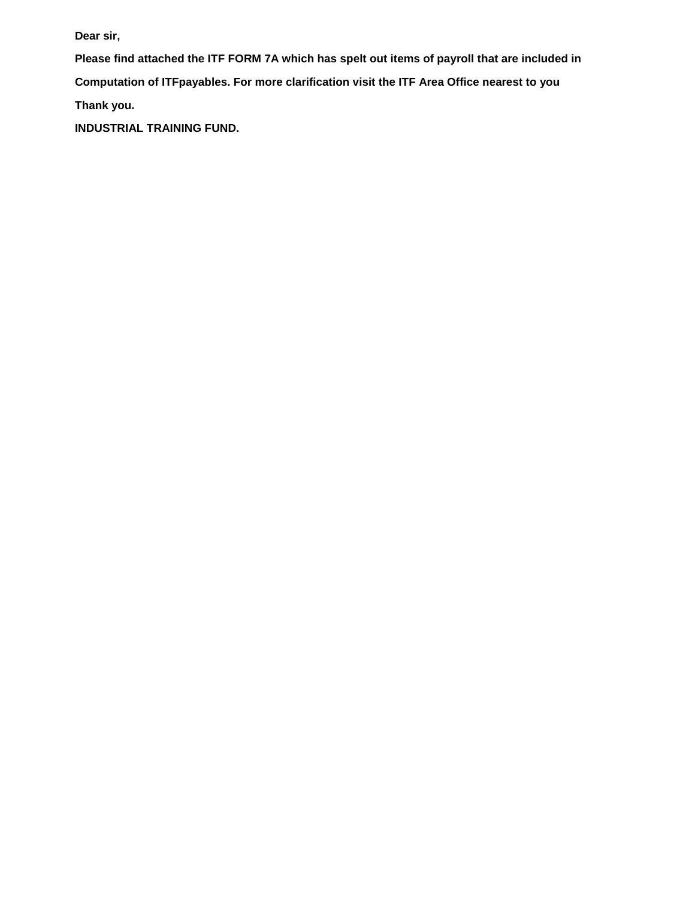**Dear sir,**

**Please find attached the ITF FORM 7A which has spelt out items of payroll that are included in Computation of ITFpayables. For more clarification visit the ITF Area Office nearest to you**

**Thank you.**

**INDUSTRIAL TRAINING FUND.**